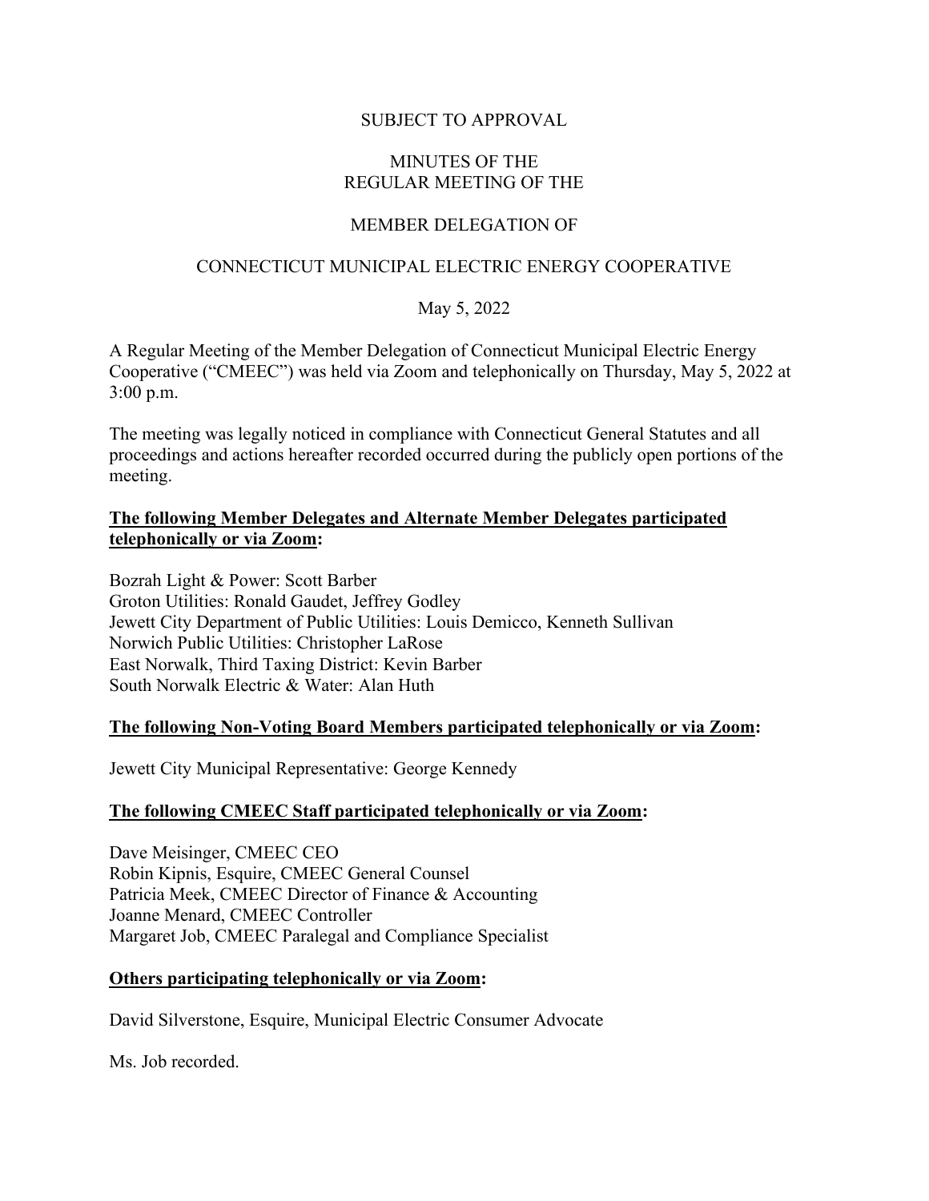SUBJECT TO APPROVAL

# MINUTES OF THE REGULAR MEETING OF THE

# MEMBER DELEGATION OF

# CONNECTICUT MUNICIPAL ELECTRIC ENERGY COOPERATIVE

May 5, 2022

A Regular Meeting of the Member Delegation of Connecticut Municipal Electric Energy Cooperative ("CMEEC") was held via Zoom and telephonically on Thursday, May 5, 2022 at 3:00 p.m.

The meeting was legally noticed in compliance with Connecticut General Statutes and all proceedings and actions hereafter recorded occurred during the publicly open portions of the meeting.

**The following Member Delegates and Alternate Member Delegates participated telephonically or via Zoom:**

Bozrah Light & Power: Scott Barber
Groton Utilities: Ronald Gaudet, Jeffrey Godley
Jewett City Department of Public Utilities: Louis Demicco, Kenneth Sullivan
Norwich Public Utilities: Christopher LaRose
East Norwalk, Third Taxing District: Kevin Barber
South Norwalk Electric & Water: Alan Huth

**The following Non-Voting Board Members participated telephonically or via Zoom:**

Jewett City Municipal Representative: George Kennedy

**The following CMEEC Staff participated telephonically or via Zoom:**

Dave Meisinger, CMEEC CEO
Robin Kipnis, Esquire, CMEEC General Counsel
Patricia Meek, CMEEC Director of Finance & Accounting
Joanne Menard, CMEEC Controller
Margaret Job, CMEEC Paralegal and Compliance Specialist

**Others participating telephonically or via Zoom:**

David Silverstone, Esquire, Municipal Electric Consumer Advocate

Ms. Job recorded.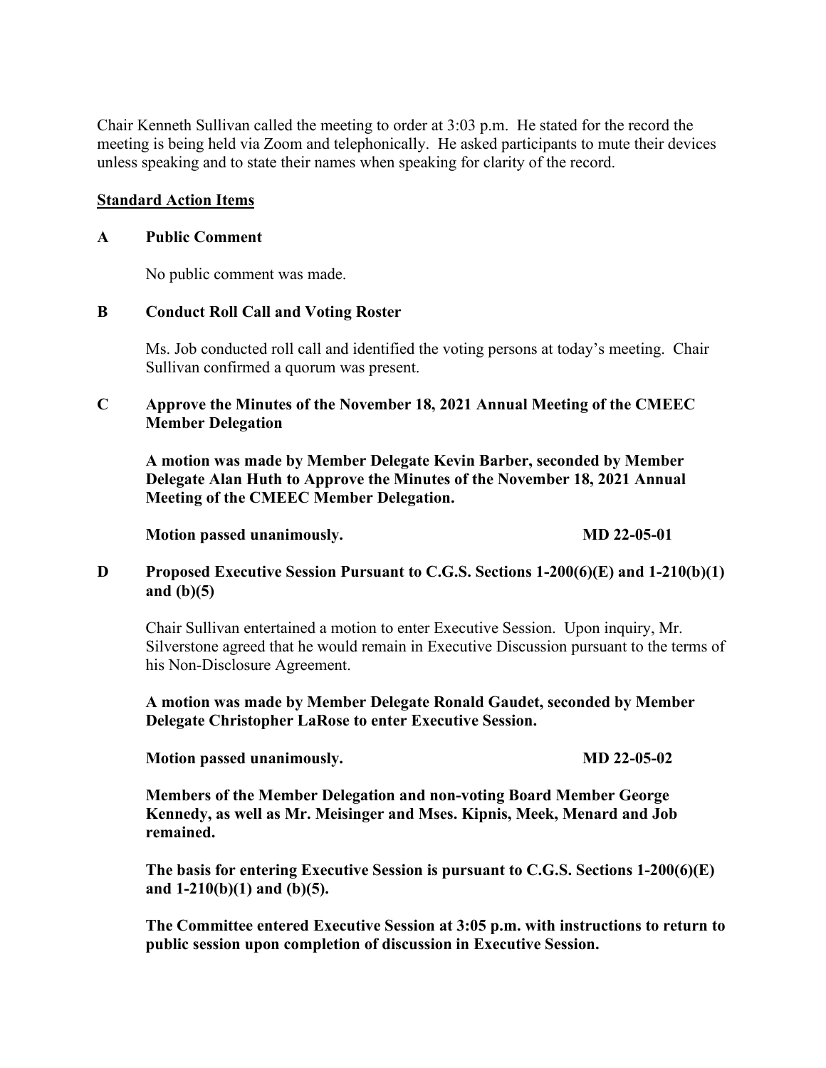Chair Kenneth Sullivan called the meeting to order at 3:03 p.m. He stated for the record the meeting is being held via Zoom and telephonically. He asked participants to mute their devices unless speaking and to state their names when speaking for clarity of the record.

**Standard Action Items**

**A Public Comment**

No public comment was made.

**B Conduct Roll Call and Voting Roster**

Ms. Job conducted roll call and identified the voting persons at today's meeting. Chair Sullivan confirmed a quorum was present.

**C Approve the Minutes of the November 18, 2021 Annual Meeting of the CMEEC Member Delegation**

**A motion was made by Member Delegate Kevin Barber, seconded by Member Delegate Alan Huth to Approve the Minutes of the November 18, 2021 Annual Meeting of the CMEEC Member Delegation.**

**Motion passed unanimously. MD 22-05-01**

**D Proposed Executive Session Pursuant to C.G.S. Sections 1-200(6)(E) and 1-210(b)(1) and (b)(5)**

Chair Sullivan entertained a motion to enter Executive Session. Upon inquiry, Mr. Silverstone agreed that he would remain in Executive Discussion pursuant to the terms of his Non-Disclosure Agreement.

**A motion was made by Member Delegate Ronald Gaudet, seconded by Member Delegate Christopher LaRose to enter Executive Session.**

**Motion passed unanimously. MD 22-05-02**

**Members of the Member Delegation and non-voting Board Member George Kennedy, as well as Mr. Meisinger and Mses. Kipnis, Meek, Menard and Job remained.**

**The basis for entering Executive Session is pursuant to C.G.S. Sections 1-200(6)(E) and 1-210(b)(1) and (b)(5).**

**The Committee entered Executive Session at 3:05 p.m. with instructions to return to public session upon completion of discussion in Executive Session.**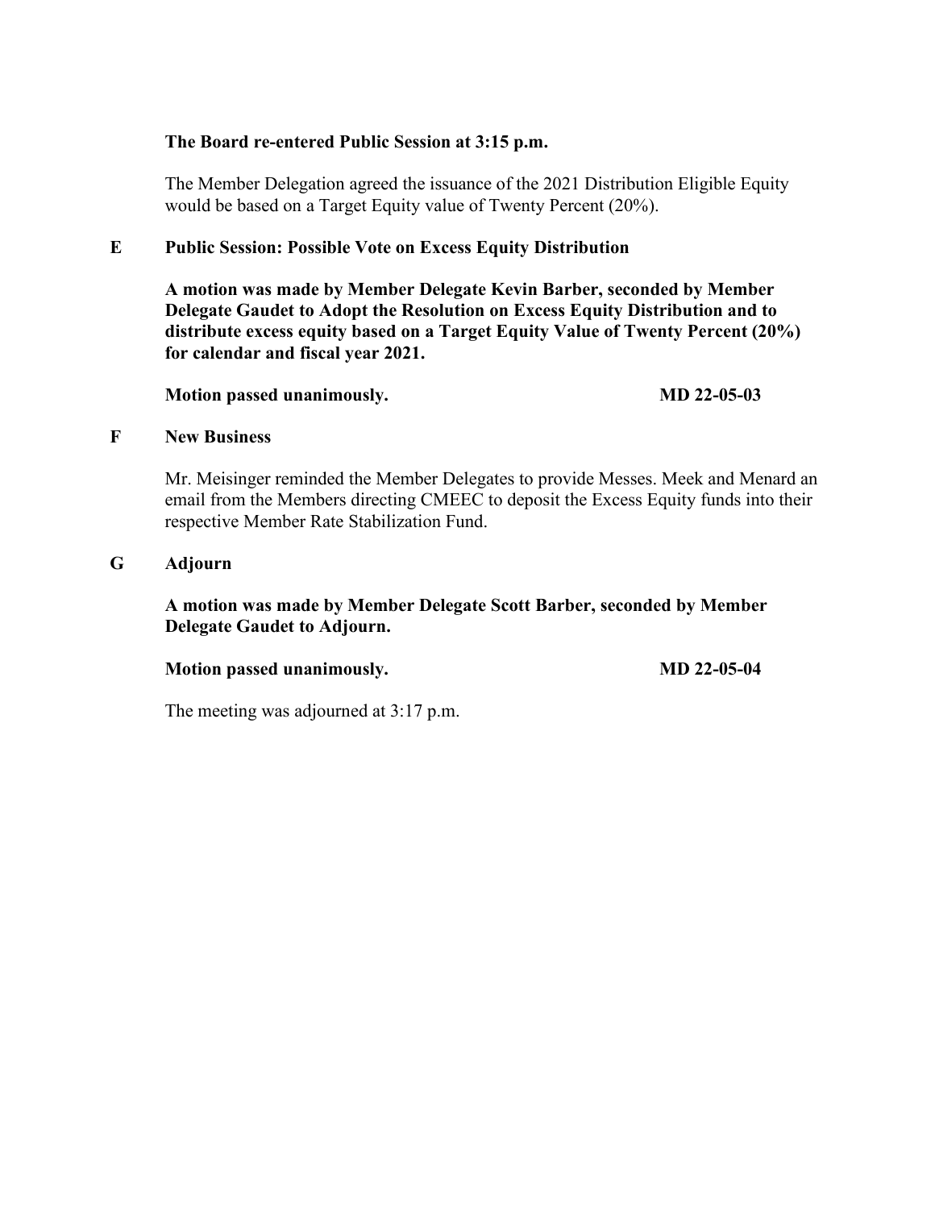**The Board re-entered Public Session at 3:15 p.m.**

The Member Delegation agreed the issuance of the 2021 Distribution Eligible Equity would be based on a Target Equity value of Twenty Percent (20%).

**E Public Session: Possible Vote on Excess Equity Distribution**

**A motion was made by Member Delegate Kevin Barber, seconded by Member Delegate Gaudet to Adopt the Resolution on Excess Equity Distribution and to distribute excess equity based on a Target Equity Value of Twenty Percent (20%) for calendar and fiscal year 2021.**

**Motion passed unanimously. MD 22-05-03**

**F New Business**

Mr. Meisinger reminded the Member Delegates to provide Messes. Meek and Menard an email from the Members directing CMEEC to deposit the Excess Equity funds into their respective Member Rate Stabilization Fund.

**G Adjourn**

**A motion was made by Member Delegate Scott Barber, seconded by Member Delegate Gaudet to Adjourn.**

**Motion passed unanimously. MD 22-05-04**

The meeting was adjourned at 3:17 p.m.